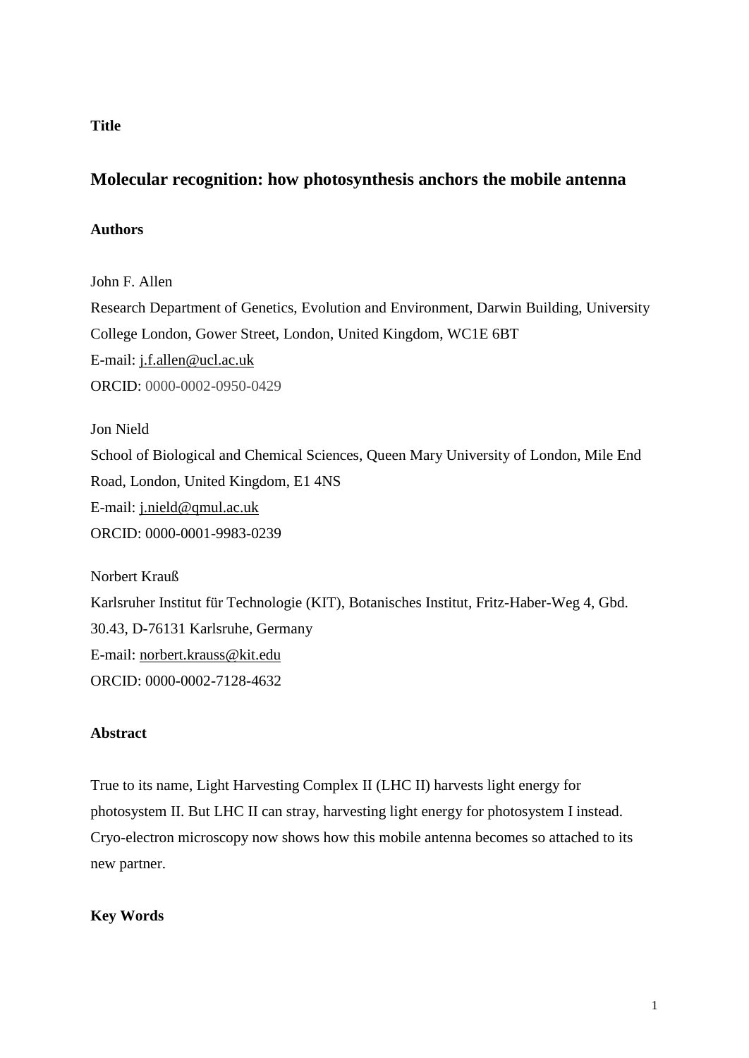**Title**

# Molecular recognition: how photosynthesis anchors the mobile antenna

**Authors**

John F. Allen
Research Department of Genetics, Evolution and Environment, Darwin Building, University College London, Gower Street, London, United Kingdom, WC1E 6BT
E-mail: j.f.allen@ucl.ac.uk
ORCID: 0000-0002-0950-0429

Jon Nield
School of Biological and Chemical Sciences, Queen Mary University of London, Mile End Road, London, United Kingdom, E1 4NS
E-mail: j.nield@qmul.ac.uk
ORCID: 0000-0001-9983-0239

Norbert Krauß
Karlsruher Institut für Technologie (KIT), Botanisches Institut, Fritz-Haber-Weg 4, Gbd. 30.43, D-76131 Karlsruhe, Germany
E-mail: norbert.krauss@kit.edu
ORCID: 0000-0002-7128-4632

**Abstract**

True to its name, Light Harvesting Complex II (LHC II) harvests light energy for photosystem II. But LHC II can stray, harvesting light energy for photosystem I instead. Cryo-electron microscopy now shows how this mobile antenna becomes so attached to its new partner.

**Key Words**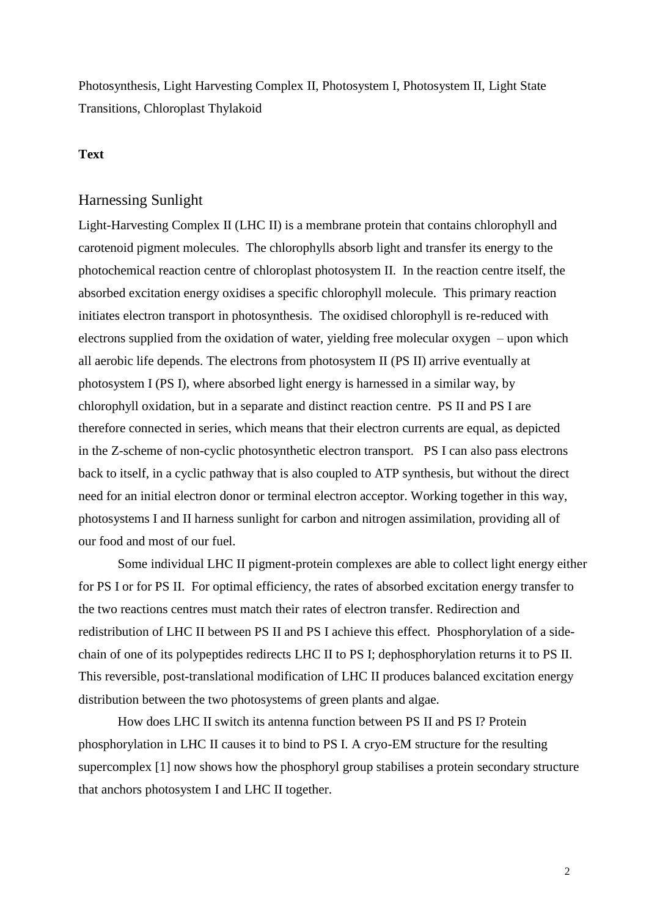Photosynthesis, Light Harvesting Complex II, Photosystem I, Photosystem II, Light State Transitions, Chloroplast Thylakoid

**Text**

## Harnessing Sunlight

Light-Harvesting Complex II (LHC II) is a membrane protein that contains chlorophyll and carotenoid pigment molecules. The chlorophylls absorb light and transfer its energy to the photochemical reaction centre of chloroplast photosystem II. In the reaction centre itself, the absorbed excitation energy oxidises a specific chlorophyll molecule. This primary reaction initiates electron transport in photosynthesis. The oxidised chlorophyll is re-reduced with electrons supplied from the oxidation of water, yielding free molecular oxygen – upon which all aerobic life depends. The electrons from photosystem II (PS II) arrive eventually at photosystem I (PS I), where absorbed light energy is harnessed in a similar way, by chlorophyll oxidation, but in a separate and distinct reaction centre. PS II and PS I are therefore connected in series, which means that their electron currents are equal, as depicted in the Z-scheme of non-cyclic photosynthetic electron transport. PS I can also pass electrons back to itself, in a cyclic pathway that is also coupled to ATP synthesis, but without the direct need for an initial electron donor or terminal electron acceptor. Working together in this way, photosystems I and II harness sunlight for carbon and nitrogen assimilation, providing all of our food and most of our fuel.

Some individual LHC II pigment-protein complexes are able to collect light energy either for PS I or for PS II. For optimal efficiency, the rates of absorbed excitation energy transfer to the two reactions centres must match their rates of electron transfer. Redirection and redistribution of LHC II between PS II and PS I achieve this effect. Phosphorylation of a side-chain of one of its polypeptides redirects LHC II to PS I; dephosphorylation returns it to PS II. This reversible, post-translational modification of LHC II produces balanced excitation energy distribution between the two photosystems of green plants and algae.

How does LHC II switch its antenna function between PS II and PS I? Protein phosphorylation in LHC II causes it to bind to PS I. A cryo-EM structure for the resulting supercomplex [1] now shows how the phosphoryl group stabilises a protein secondary structure that anchors photosystem I and LHC II together.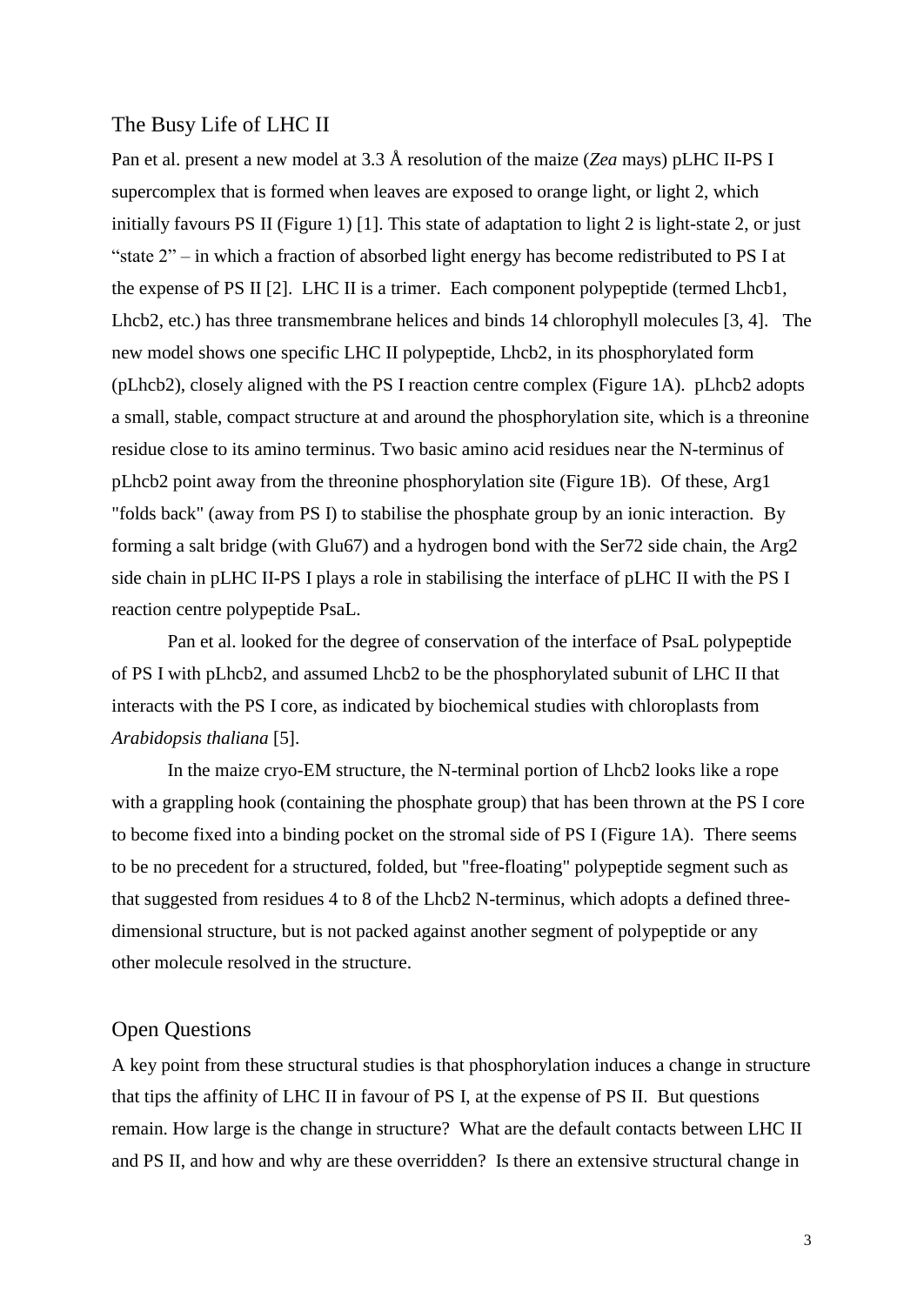## The Busy Life of LHC II

Pan et al. present a new model at 3.3 Å resolution of the maize (*Zea* mays) pLHC II-PS I supercomplex that is formed when leaves are exposed to orange light, or light 2, which initially favours PS II (Figure 1) [1]. This state of adaptation to light 2 is light-state 2, or just "state 2" – in which a fraction of absorbed light energy has become redistributed to PS I at the expense of PS II [2]. LHC II is a trimer. Each component polypeptide (termed Lhcb1, Lhcb2, etc.) has three transmembrane helices and binds 14 chlorophyll molecules [3, 4]. The new model shows one specific LHC II polypeptide, Lhcb2, in its phosphorylated form (pLhcb2), closely aligned with the PS I reaction centre complex (Figure 1A). pLhcb2 adopts a small, stable, compact structure at and around the phosphorylation site, which is a threonine residue close to its amino terminus. Two basic amino acid residues near the N-terminus of pLhcb2 point away from the threonine phosphorylation site (Figure 1B). Of these, Arg1 "folds back" (away from PS I) to stabilise the phosphate group by an ionic interaction. By forming a salt bridge (with Glu67) and a hydrogen bond with the Ser72 side chain, the Arg2 side chain in pLHC II-PS I plays a role in stabilising the interface of pLHC II with the PS I reaction centre polypeptide PsaL.

Pan et al. looked for the degree of conservation of the interface of PsaL polypeptide of PS I with pLhcb2, and assumed Lhcb2 to be the phosphorylated subunit of LHC II that interacts with the PS I core, as indicated by biochemical studies with chloroplasts from *Arabidopsis thaliana* [5].

In the maize cryo-EM structure, the N-terminal portion of Lhcb2 looks like a rope with a grappling hook (containing the phosphate group) that has been thrown at the PS I core to become fixed into a binding pocket on the stromal side of PS I (Figure 1A). There seems to be no precedent for a structured, folded, but "free-floating" polypeptide segment such as that suggested from residues 4 to 8 of the Lhcb2 N-terminus, which adopts a defined three-dimensional structure, but is not packed against another segment of polypeptide or any other molecule resolved in the structure.

## Open Questions

A key point from these structural studies is that phosphorylation induces a change in structure that tips the affinity of LHC II in favour of PS I, at the expense of PS II. But questions remain. How large is the change in structure? What are the default contacts between LHC II and PS II, and how and why are these overridden? Is there an extensive structural change in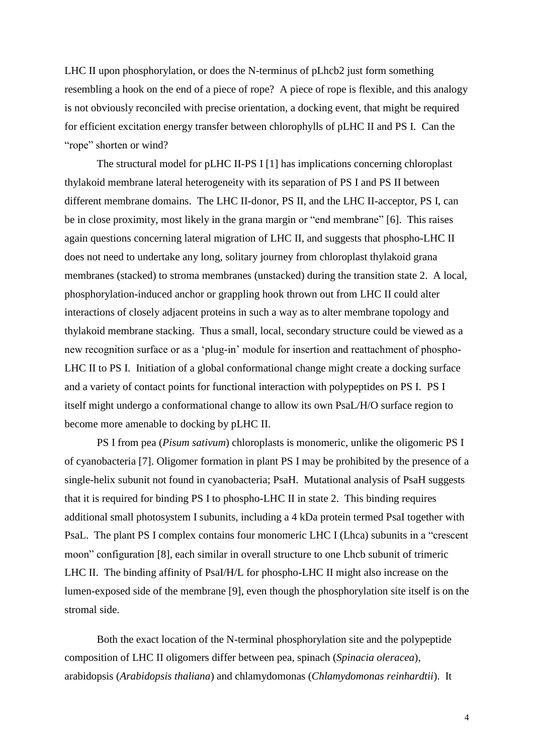LHC II upon phosphorylation, or does the N-terminus of pLhcb2 just form something resembling a hook on the end of a piece of rope? A piece of rope is flexible, and this analogy is not obviously reconciled with precise orientation, a docking event, that might be required for efficient excitation energy transfer between chlorophylls of pLHC II and PS I. Can the "rope" shorten or wind?

The structural model for pLHC II-PS I [1] has implications concerning chloroplast thylakoid membrane lateral heterogeneity with its separation of PS I and PS II between different membrane domains. The LHC II-donor, PS II, and the LHC II-acceptor, PS I, can be in close proximity, most likely in the grana margin or "end membrane" [6]. This raises again questions concerning lateral migration of LHC II, and suggests that phospho-LHC II does not need to undertake any long, solitary journey from chloroplast thylakoid grana membranes (stacked) to stroma membranes (unstacked) during the transition state 2. A local, phosphorylation-induced anchor or grappling hook thrown out from LHC II could alter interactions of closely adjacent proteins in such a way as to alter membrane topology and thylakoid membrane stacking. Thus a small, local, secondary structure could be viewed as a new recognition surface or as a 'plug-in' module for insertion and reattachment of phospho-LHC II to PS I. Initiation of a global conformational change might create a docking surface and a variety of contact points for functional interaction with polypeptides on PS I. PS I itself might undergo a conformational change to allow its own PsaL/H/O surface region to become more amenable to docking by pLHC II.

PS I from pea (*Pisum sativum*) chloroplasts is monomeric, unlike the oligomeric PS I of cyanobacteria [7]. Oligomer formation in plant PS I may be prohibited by the presence of a single-helix subunit not found in cyanobacteria; PsaH. Mutational analysis of PsaH suggests that it is required for binding PS I to phospho-LHC II in state 2. This binding requires additional small photosystem I subunits, including a 4 kDa protein termed PsaI together with PsaL. The plant PS I complex contains four monomeric LHC I (Lhca) subunits in a "crescent moon" configuration [8], each similar in overall structure to one Lhcb subunit of trimeric LHC II. The binding affinity of PsaI/H/L for phospho-LHC II might also increase on the lumen-exposed side of the membrane [9], even though the phosphorylation site itself is on the stromal side.

Both the exact location of the N-terminal phosphorylation site and the polypeptide composition of LHC II oligomers differ between pea, spinach (*Spinacia oleracea*), arabidopsis (*Arabidopsis thaliana*) and chlamydomonas (*Chlamydomonas reinhardtii*). It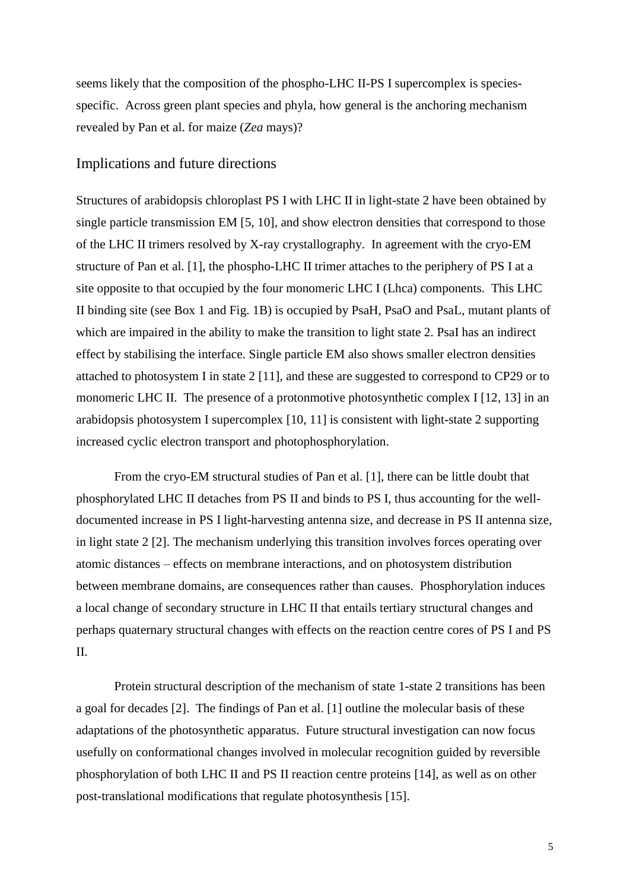seems likely that the composition of the phospho-LHC II-PS I supercomplex is species-specific. Across green plant species and phyla, how general is the anchoring mechanism revealed by Pan et al. for maize (*Zea* mays)?

## Implications and future directions

Structures of arabidopsis chloroplast PS I with LHC II in light-state 2 have been obtained by single particle transmission EM [5, 10], and show electron densities that correspond to those of the LHC II trimers resolved by X-ray crystallography. In agreement with the cryo-EM structure of Pan et al. [1], the phospho-LHC II trimer attaches to the periphery of PS I at a site opposite to that occupied by the four monomeric LHC I (Lhca) components. This LHC II binding site (see Box 1 and Fig. 1B) is occupied by PsaH, PsaO and PsaL, mutant plants of which are impaired in the ability to make the transition to light state 2. PsaI has an indirect effect by stabilising the interface. Single particle EM also shows smaller electron densities attached to photosystem I in state 2 [11], and these are suggested to correspond to CP29 or to monomeric LHC II. The presence of a protonmotive photosynthetic complex I [12, 13] in an arabidopsis photosystem I supercomplex [10, 11] is consistent with light-state 2 supporting increased cyclic electron transport and photophosphorylation.

From the cryo-EM structural studies of Pan et al. [1], there can be little doubt that phosphorylated LHC II detaches from PS II and binds to PS I, thus accounting for the well-documented increase in PS I light-harvesting antenna size, and decrease in PS II antenna size, in light state 2 [2]. The mechanism underlying this transition involves forces operating over atomic distances – effects on membrane interactions, and on photosystem distribution between membrane domains, are consequences rather than causes. Phosphorylation induces a local change of secondary structure in LHC II that entails tertiary structural changes and perhaps quaternary structural changes with effects on the reaction centre cores of PS I and PS II.

Protein structural description of the mechanism of state 1-state 2 transitions has been a goal for decades [2]. The findings of Pan et al. [1] outline the molecular basis of these adaptations of the photosynthetic apparatus. Future structural investigation can now focus usefully on conformational changes involved in molecular recognition guided by reversible phosphorylation of both LHC II and PS II reaction centre proteins [14], as well as on other post-translational modifications that regulate photosynthesis [15].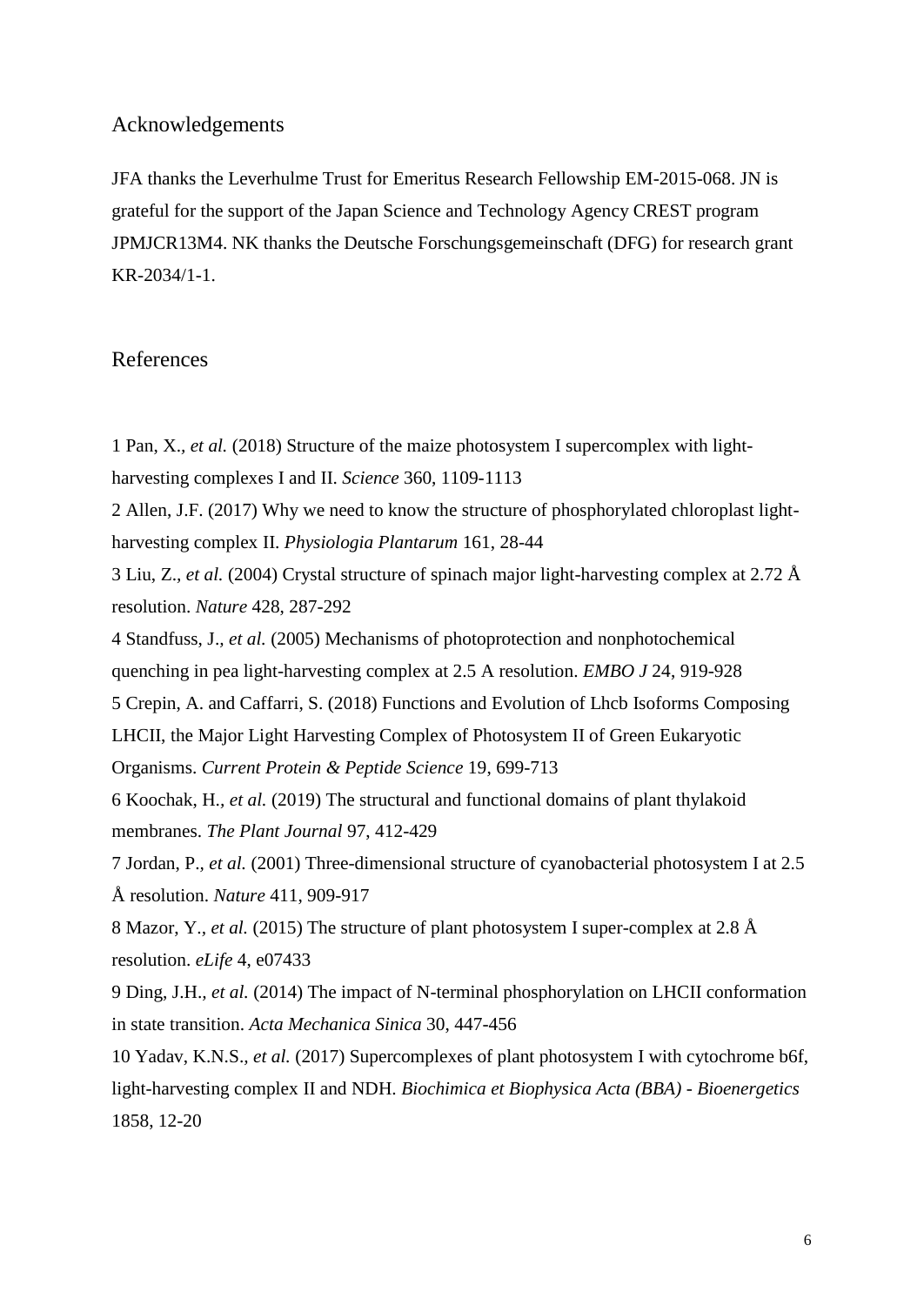## Acknowledgements

JFA thanks the Leverhulme Trust for Emeritus Research Fellowship EM-2015-068. JN is grateful for the support of the Japan Science and Technology Agency CREST program JPMJCR13M4. NK thanks the Deutsche Forschungsgemeinschaft (DFG) for research grant KR-2034/1-1.

## References

1 Pan, X., *et al.* (2018) Structure of the maize photosystem I supercomplex with light-harvesting complexes I and II. *Science* 360, 1109-1113

2 Allen, J.F. (2017) Why we need to know the structure of phosphorylated chloroplast light-harvesting complex II. *Physiologia Plantarum* 161, 28-44

3 Liu, Z., *et al.* (2004) Crystal structure of spinach major light-harvesting complex at 2.72 Å resolution. *Nature* 428, 287-292

4 Standfuss, J., *et al.* (2005) Mechanisms of photoprotection and nonphotochemical quenching in pea light-harvesting complex at 2.5 A resolution. *EMBO J* 24, 919-928

5 Crepin, A. and Caffarri, S. (2018) Functions and Evolution of Lhcb Isoforms Composing LHCII, the Major Light Harvesting Complex of Photosystem II of Green Eukaryotic Organisms. *Current Protein & Peptide Science* 19, 699-713

6 Koochak, H., *et al.* (2019) The structural and functional domains of plant thylakoid membranes. *The Plant Journal* 97, 412-429

7 Jordan, P., *et al.* (2001) Three-dimensional structure of cyanobacterial photosystem I at 2.5 Å resolution. *Nature* 411, 909-917

8 Mazor, Y., *et al.* (2015) The structure of plant photosystem I super-complex at 2.8 Å resolution. *eLife* 4, e07433

9 Ding, J.H., *et al.* (2014) The impact of N-terminal phosphorylation on LHCII conformation in state transition. *Acta Mechanica Sinica* 30, 447-456

10 Yadav, K.N.S., *et al.* (2017) Supercomplexes of plant photosystem I with cytochrome b6f, light-harvesting complex II and NDH. *Biochimica et Biophysica Acta (BBA) - Bioenergetics* 1858, 12-20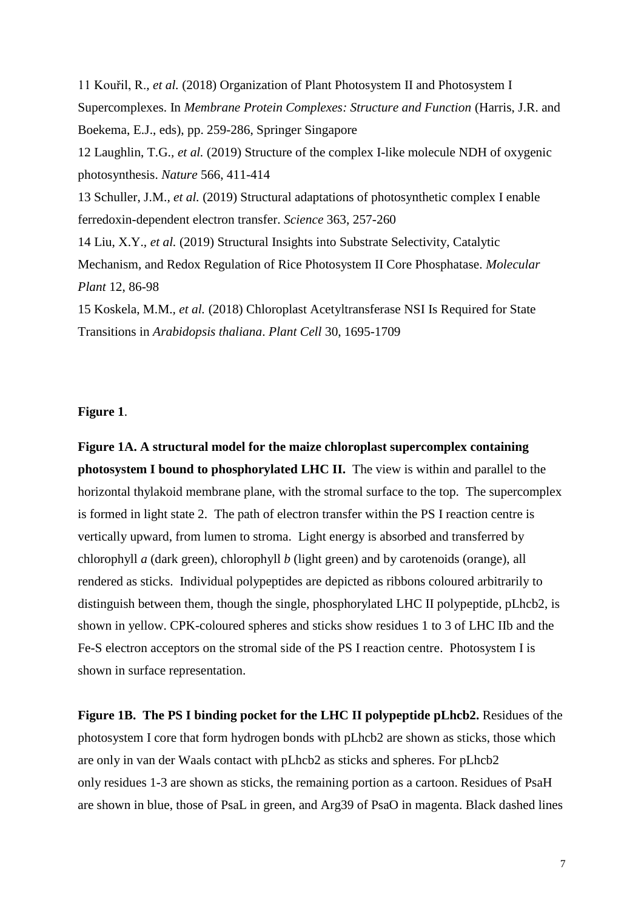11 Kouřil, R., *et al.* (2018) Organization of Plant Photosystem II and Photosystem I Supercomplexes. In *Membrane Protein Complexes: Structure and Function* (Harris, J.R. and Boekema, E.J., eds), pp. 259-286, Springer Singapore

12 Laughlin, T.G., *et al.* (2019) Structure of the complex I-like molecule NDH of oxygenic photosynthesis. *Nature* 566, 411-414

13 Schuller, J.M., *et al.* (2019) Structural adaptations of photosynthetic complex I enable ferredoxin-dependent electron transfer. *Science* 363, 257-260

14 Liu, X.Y., *et al.* (2019) Structural Insights into Substrate Selectivity, Catalytic Mechanism, and Redox Regulation of Rice Photosystem II Core Phosphatase. *Molecular Plant* 12, 86-98

15 Koskela, M.M., *et al.* (2018) Chloroplast Acetyltransferase NSI Is Required for State Transitions in *Arabidopsis thaliana*. *Plant Cell* 30, 1695-1709

**Figure 1**.

**Figure 1A. A structural model for the maize chloroplast supercomplex containing photosystem I bound to phosphorylated LHC II.** The view is within and parallel to the horizontal thylakoid membrane plane, with the stromal surface to the top. The supercomplex is formed in light state 2. The path of electron transfer within the PS I reaction centre is vertically upward, from lumen to stroma. Light energy is absorbed and transferred by chlorophyll *a* (dark green), chlorophyll *b* (light green) and by carotenoids (orange), all rendered as sticks. Individual polypeptides are depicted as ribbons coloured arbitrarily to distinguish between them, though the single, phosphorylated LHC II polypeptide, pLhcb2, is shown in yellow. CPK-coloured spheres and sticks show residues 1 to 3 of LHC IIb and the Fe-S electron acceptors on the stromal side of the PS I reaction centre. Photosystem I is shown in surface representation.

**Figure 1B. The PS I binding pocket for the LHC II polypeptide pLhcb2.** Residues of the photosystem I core that form hydrogen bonds with pLhcb2 are shown as sticks, those which are only in van der Waals contact with pLhcb2 as sticks and spheres. For pLhcb2 only residues 1-3 are shown as sticks, the remaining portion as a cartoon. Residues of PsaH are shown in blue, those of PsaL in green, and Arg39 of PsaO in magenta. Black dashed lines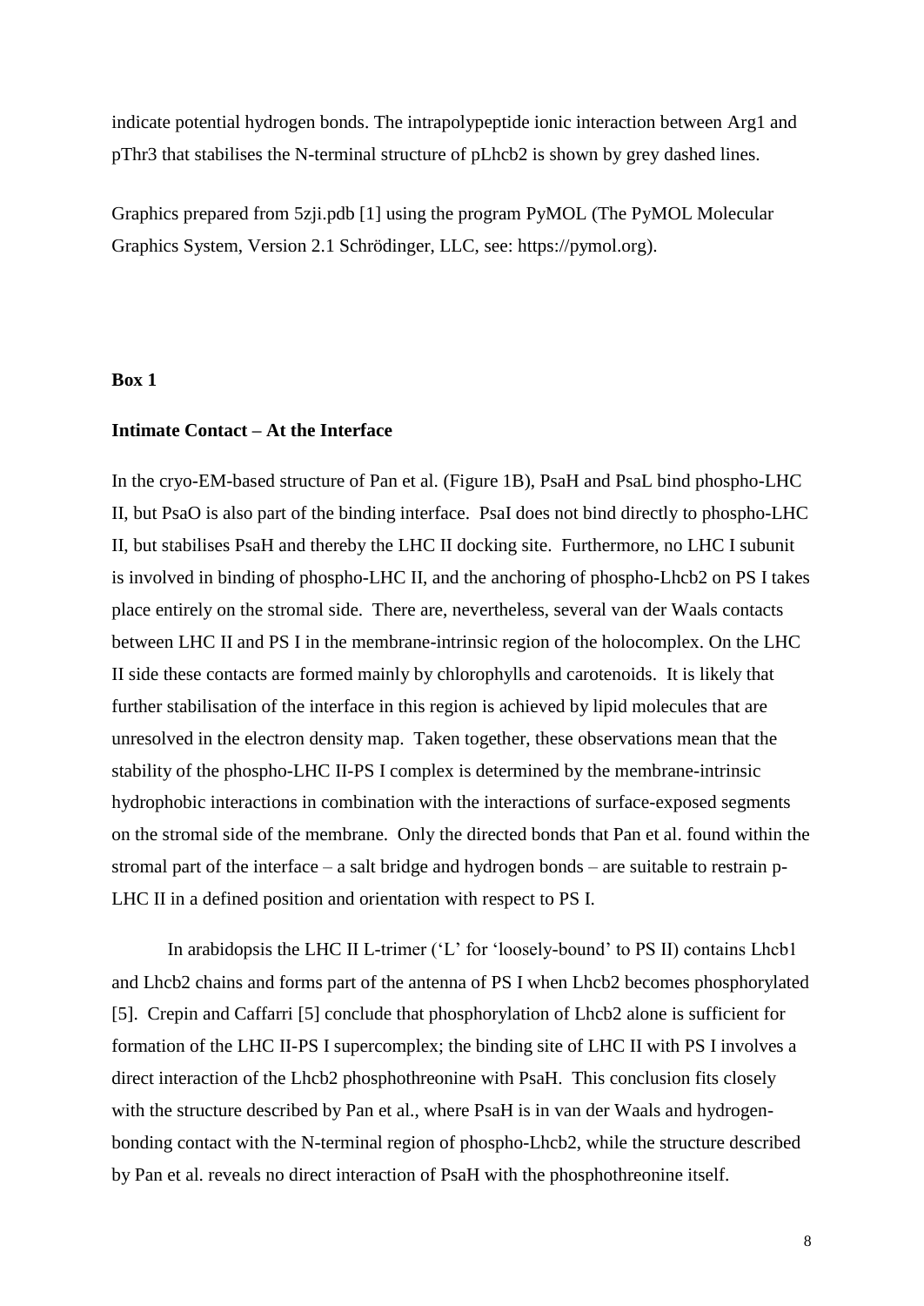indicate potential hydrogen bonds. The intrapolypeptide ionic interaction between Arg1 and pThr3 that stabilises the N-terminal structure of pLhcb2 is shown by grey dashed lines.

Graphics prepared from 5zji.pdb [1] using the program PyMOL (The PyMOL Molecular Graphics System, Version 2.1 Schrödinger, LLC, see: https://pymol.org).

**Box 1**

**Intimate Contact – At the Interface**

In the cryo-EM-based structure of Pan et al. (Figure 1B), PsaH and PsaL bind phospho-LHC II, but PsaO is also part of the binding interface. PsaI does not bind directly to phospho-LHC II, but stabilises PsaH and thereby the LHC II docking site. Furthermore, no LHC I subunit is involved in binding of phospho-LHC II, and the anchoring of phospho-Lhcb2 on PS I takes place entirely on the stromal side. There are, nevertheless, several van der Waals contacts between LHC II and PS I in the membrane-intrinsic region of the holocomplex. On the LHC II side these contacts are formed mainly by chlorophylls and carotenoids. It is likely that further stabilisation of the interface in this region is achieved by lipid molecules that are unresolved in the electron density map. Taken together, these observations mean that the stability of the phospho-LHC II-PS I complex is determined by the membrane-intrinsic hydrophobic interactions in combination with the interactions of surface-exposed segments on the stromal side of the membrane. Only the directed bonds that Pan et al. found within the stromal part of the interface – a salt bridge and hydrogen bonds – are suitable to restrain p-LHC II in a defined position and orientation with respect to PS I.

In arabidopsis the LHC II L-trimer ('L' for 'loosely-bound' to PS II) contains Lhcb1 and Lhcb2 chains and forms part of the antenna of PS I when Lhcb2 becomes phosphorylated [5]. Crepin and Caffarri [5] conclude that phosphorylation of Lhcb2 alone is sufficient for formation of the LHC II-PS I supercomplex; the binding site of LHC II with PS I involves a direct interaction of the Lhcb2 phosphothreonine with PsaH. This conclusion fits closely with the structure described by Pan et al., where PsaH is in van der Waals and hydrogen-bonding contact with the N-terminal region of phospho-Lhcb2, while the structure described by Pan et al. reveals no direct interaction of PsaH with the phosphothreonine itself.